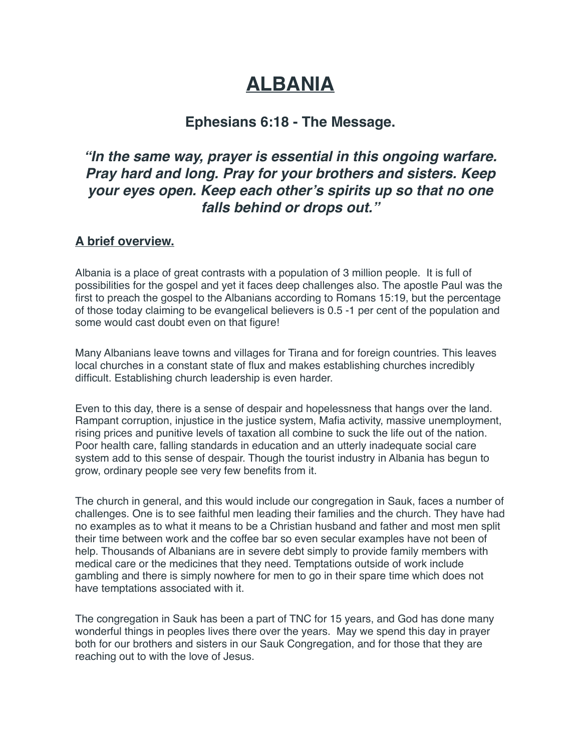# ALBANIA

## Ephesians 6:18 - The Message.

### *"In the same way, prayer is essential in this ongoing warfare. Pray hard and long. Pray for your brothers and sisters. Keep your eyes open. Keep each other's spirits up so that no one falls behind or drops out."*

**A brief overview.**

Albania is a place of great contrasts with a population of 3 million people. It is full of possibilities for the gospel and yet it faces deep challenges also. The apostle Paul was the first to preach the gospel to the Albanians according to Romans 15:19, but the percentage of those today claiming to be evangelical believers is 0.5 -1 per cent of the population and some would cast doubt even on that figure!

Many Albanians leave towns and villages for Tirana and for foreign countries. This leaves local churches in a constant state of flux and makes establishing churches incredibly difficult. Establishing church leadership is even harder.

Even to this day, there is a sense of despair and hopelessness that hangs over the land. Rampant corruption, injustice in the justice system, Mafia activity, massive unemployment, rising prices and punitive levels of taxation all combine to suck the life out of the nation. Poor health care, falling standards in education and an utterly inadequate social care system add to this sense of despair. Though the tourist industry in Albania has begun to grow, ordinary people see very few benefits from it.

The church in general, and this would include our congregation in Sauk, faces a number of challenges. One is to see faithful men leading their families and the church. They have had no examples as to what it means to be a Christian husband and father and most men split their time between work and the coffee bar so even secular examples have not been of help. Thousands of Albanians are in severe debt simply to provide family members with medical care or the medicines that they need. Temptations outside of work include gambling and there is simply nowhere for men to go in their spare time which does not have temptations associated with it.

The congregation in Sauk has been a part of TNC for 15 years, and God has done many wonderful things in peoples lives there over the years. May we spend this day in prayer both for our brothers and sisters in our Sauk Congregation, and for those that they are reaching out to with the love of Jesus.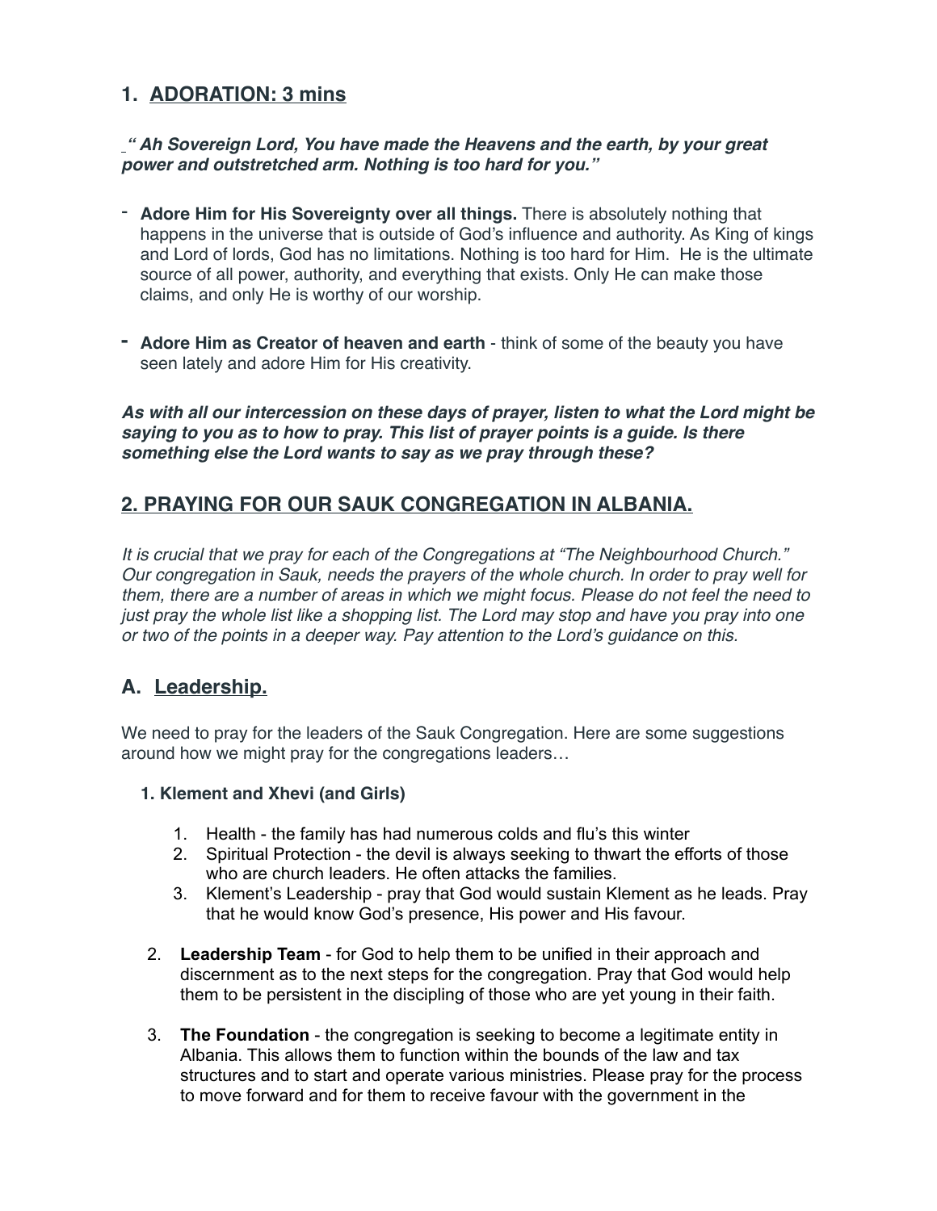## 1. <u>ADORATION: 3 mins</u>

***" Ah Sovereign Lord, You have made the Heavens and the earth, by your great power and outstretched arm. Nothing is too hard for you."***

- **Adore Him for His Sovereignty over all things.** There is absolutely nothing that happens in the universe that is outside of God's influence and authority. As King of kings and Lord of lords, God has no limitations. Nothing is too hard for Him. He is the ultimate source of all power, authority, and everything that exists. Only He can make those claims, and only He is worthy of our worship.

- **Adore Him as Creator of heaven and earth** - think of some of the beauty you have seen lately and adore Him for His creativity.

***As with all our intercession on these days of prayer, listen to what the Lord might be saying to you as to how to pray. This list of prayer points is a guide. Is there something else the Lord wants to say as we pray through these?***

## <u>2. PRAYING FOR OUR SAUK CONGREGATION IN ALBANIA.</u>

*It is crucial that we pray for each of the Congregations at "The Neighbourhood Church." Our congregation in Sauk, needs the prayers of the whole church. In order to pray well for them, there are a number of areas in which we might focus. Please do not feel the need to just pray the whole list like a shopping list. The Lord may stop and have you pray into one or two of the points in a deeper way. Pay attention to the Lord's guidance on this.*

### A. <u>Leadership.</u>

We need to pray for the leaders of the Sauk Congregation. Here are some suggestions around how we might pray for the congregations leaders…

1. **Klement and Xhevi (and Girls)**
    1. Health - the family has had numerous colds and flu's this winter
    2. Spiritual Protection - the devil is always seeking to thwart the efforts of those who are church leaders. He often attacks the families.
    3. Klement's Leadership - pray that God would sustain Klement as he leads. Pray that he would know God's presence, His power and His favour.

2. **Leadership Team** - for God to help them to be unified in their approach and discernment as to the next steps for the congregation. Pray that God would help them to be persistent in the discipling of those who are yet young in their faith.

3. **The Foundation** - the congregation is seeking to become a legitimate entity in Albania. This allows them to function within the bounds of the law and tax structures and to start and operate various ministries. Please pray for the process to move forward and for them to receive favour with the government in the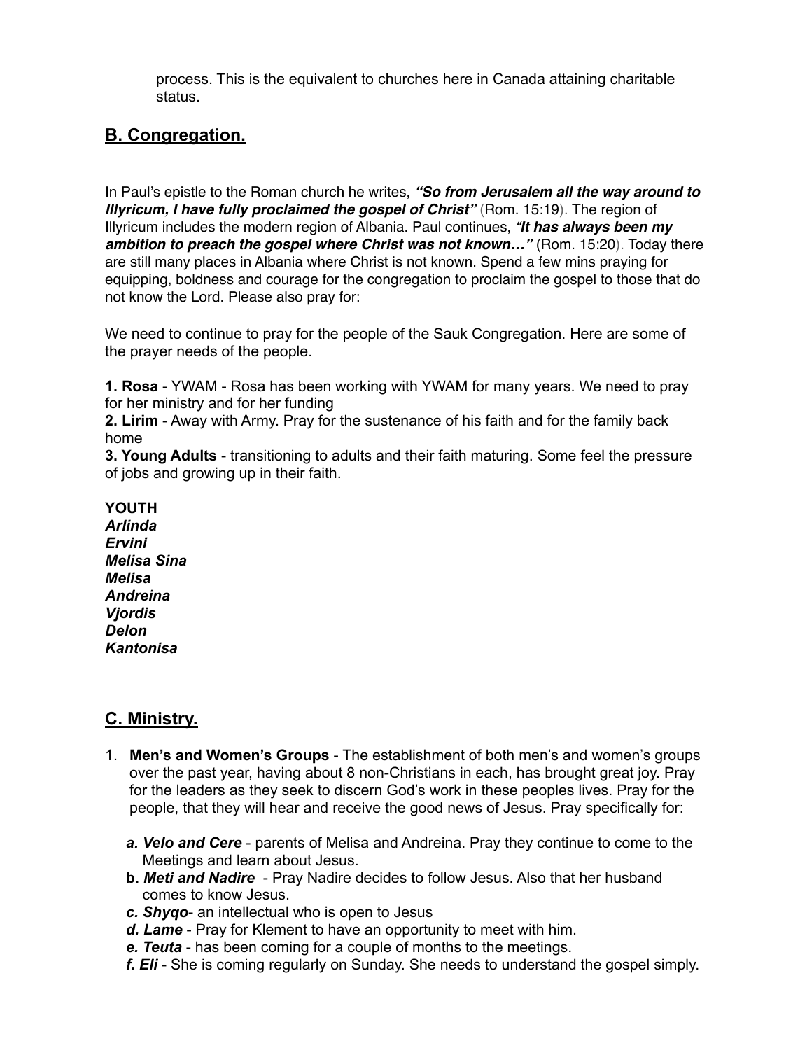process. This is the equivalent to churches here in Canada attaining charitable status.

## B. Congregation.

In Paul's epistle to the Roman church he writes, ***"So from Jerusalem all the way around to Illyricum, I have fully proclaimed the gospel of Christ"*** (Rom. 15:19). The region of Illyricum includes the modern region of Albania. Paul continues, ***"It has always been my ambition to preach the gospel where Christ was not known…"*** (Rom. 15:20). Today there are still many places in Albania where Christ is not known. Spend a few mins praying for equipping, boldness and courage for the congregation to proclaim the gospel to those that do not know the Lord. Please also pray for:

We need to continue to pray for the people of the Sauk Congregation. Here are some of the prayer needs of the people.

**1. Rosa** - YWAM - Rosa has been working with YWAM for many years. We need to pray for her ministry and for her funding
**2. Lirim** - Away with Army. Pray for the sustenance of his faith and for the family back home
**3. Young Adults** - transitioning to adults and their faith maturing. Some feel the pressure of jobs and growing up in their faith.

**YOUTH**
***Arlinda***
***Ervini***
***Melisa Sina***
***Melisa***
***Andreina***
***Vjordis***
***Delon***
***Kantonisa***

## C. Ministry.

1. **Men's and Women's Groups** - The establishment of both men's and women's groups over the past year, having about 8 non-Christians in each, has brought great joy. Pray for the leaders as they seek to discern God's work in these peoples lives. Pray for the people, that they will hear and receive the good news of Jesus. Pray specifically for:

   ***a. Velo and Cere*** - parents of Melisa and Andreina. Pray they continue to come to the Meetings and learn about Jesus.
   **b. *Meti and Nadire*** - Pray Nadire decides to follow Jesus. Also that her husband comes to know Jesus.
   ***c. Shyqo***- an intellectual who is open to Jesus
   ***d. Lame*** - Pray for Klement to have an opportunity to meet with him.
   ***e. Teuta*** - has been coming for a couple of months to the meetings.
   ***f. Eli*** - She is coming regularly on Sunday. She needs to understand the gospel simply.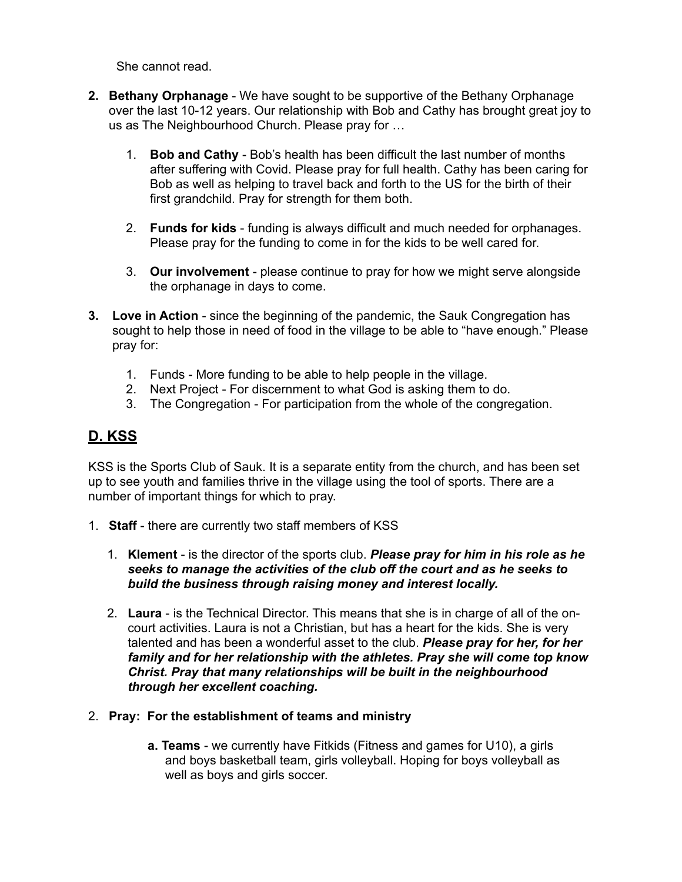She cannot read.

2. **Bethany Orphanage** - We have sought to be supportive of the Bethany Orphanage over the last 10-12 years. Our relationship with Bob and Cathy has brought great joy to us as The Neighbourhood Church. Please pray for …

    1. **Bob and Cathy** - Bob's health has been difficult the last number of months after suffering with Covid. Please pray for full health. Cathy has been caring for Bob as well as helping to travel back and forth to the US for the birth of their first grandchild. Pray for strength for them both.

    2. **Funds for kids** - funding is always difficult and much needed for orphanages. Please pray for the funding to come in for the kids to be well cared for.

    3. **Our involvement** - please continue to pray for how we might serve alongside the orphanage in days to come.

3. **Love in Action** - since the beginning of the pandemic, the Sauk Congregation has sought to help those in need of food in the village to be able to "have enough." Please pray for:

    1. Funds - More funding to be able to help people in the village.
    2. Next Project - For discernment to what God is asking them to do.
    3. The Congregation - For participation from the whole of the congregation.

## D. KSS

KSS is the Sports Club of Sauk. It is a separate entity from the church, and has been set up to see youth and families thrive in the village using the tool of sports. There are a number of important things for which to pray.

1. **Staff** - there are currently two staff members of KSS

    1. **Klement** - is the director of the sports club. ***Please pray for him in his role as he seeks to manage the activities of the club off the court and as he seeks to build the business through raising money and interest locally.***

    2. **Laura** - is the Technical Director. This means that she is in charge of all of the on-court activities. Laura is not a Christian, but has a heart for the kids. She is very talented and has been a wonderful asset to the club. ***Please pray for her, for her family and for her relationship with the athletes. Pray she will come top know Christ. Pray that many relationships will be built in the neighbourhood through her excellent coaching.***

2. **Pray: For the establishment of teams and ministry**

    **a. Teams** - we currently have Fitkids (Fitness and games for U10), a girls and boys basketball team, girls volleyball. Hoping for boys volleyball as well as boys and girls soccer.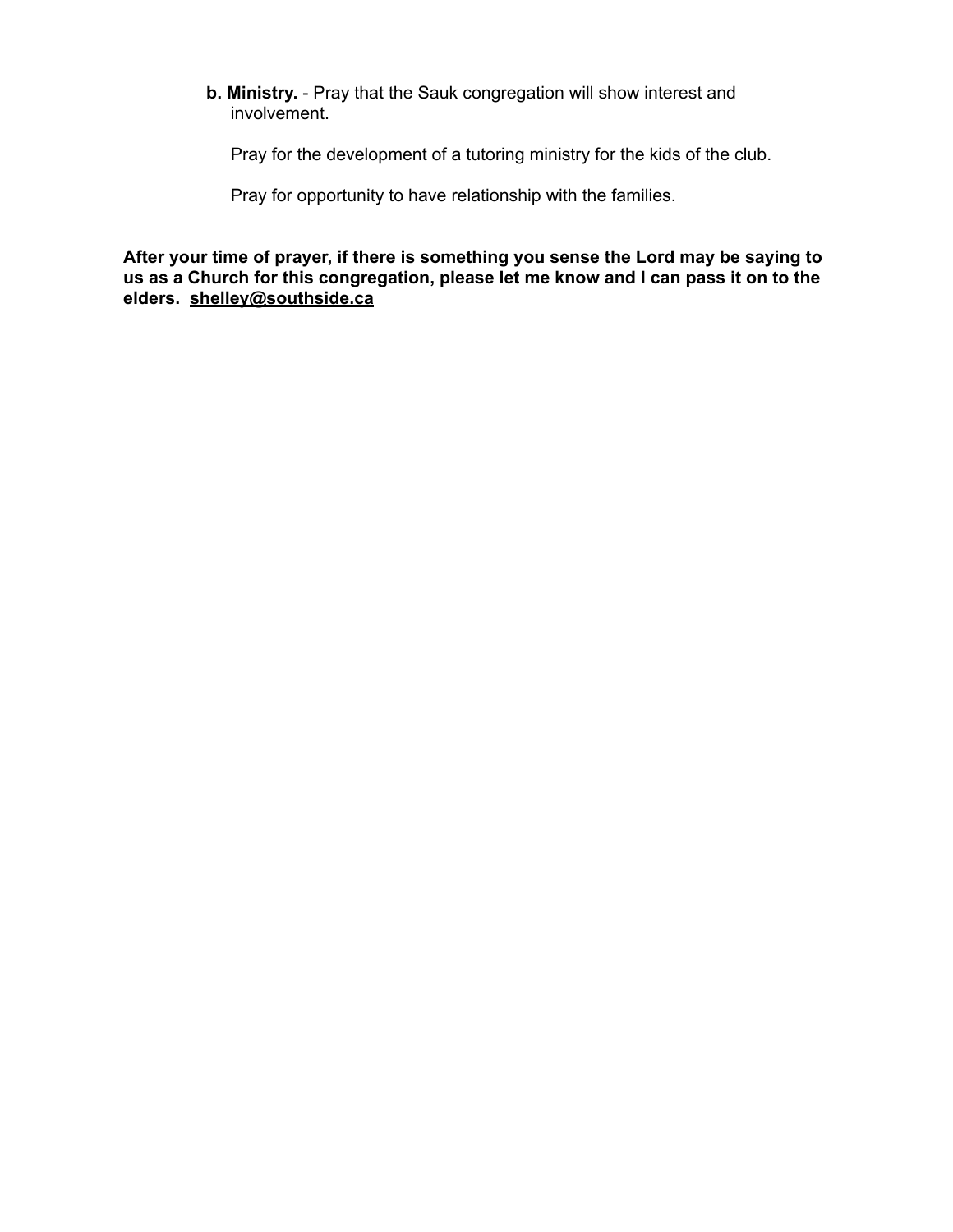**b. Ministry.** - Pray that the Sauk congregation will show interest and involvement.

Pray for the development of a tutoring ministry for the kids of the club.

Pray for opportunity to have relationship with the families.

**After your time of prayer, if there is something you sense the Lord may be saying to us as a Church for this congregation, please let me know and I can pass it on to the elders. <u>shelley@southside.ca</u>**